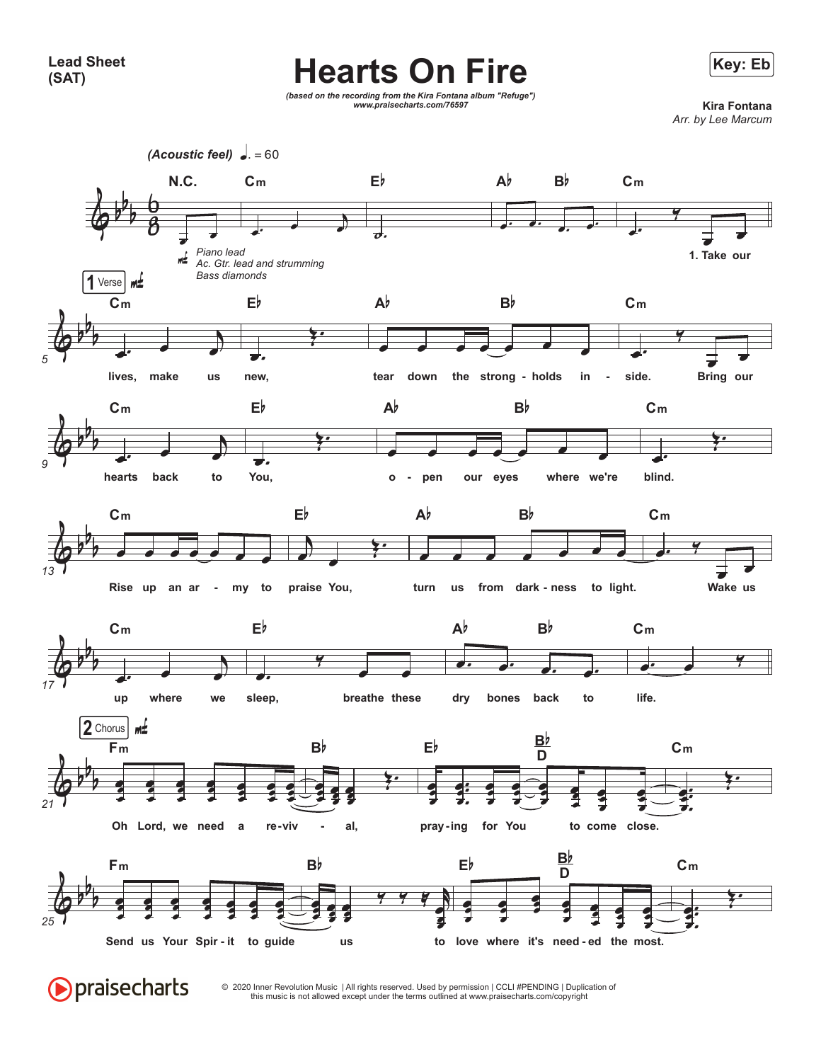Lead Sheet (SAT)

# Hearts On Fire

Key: Eb

*(based on the recording from the Kira Fontana album "Refuge")*
*www.praisecharts.com/76597*

**Kira Fontana**
*Arr. by Lee Marcum*

*(Acoustic feel)* ♩. = 60

N.C. | Cm | Eb | Ab Bb | Cm

*Piano lead*
*Ac. Gtr. lead and strumming*
*Bass diamonds*

**1 Verse** *mf*

| Cm | Eb | Ab | Bb | Cm |
|---|---|---|---|---|
| 1. Take our lives, make us | new, | tear down the strong - holds | in - | side. |

| Cm | Eb | Ab | Bb | Cm |
|---|---|---|---|---|
| Bring our hearts back to | You, | o - pen our eyes | where we're | blind. |

| Cm | Eb | Ab | Bb | Cm |
|---|---|---|---|---|
| Rise up an ar - my to | praise You, | turn us from | dark - ness to | light. |

| Cm | Eb | Ab | Bb | Cm |
|---|---|---|---|---|
| Wake us up where we | sleep, breathe these | dry bones | back to | life. |

**2 Chorus** *mf*

| Fm | Bb | Eb | Bb/D | Cm |
|---|---|---|---|---|
| Oh Lord, we need a | re-viv - al, | pray-ing for You | to come | close. |

| Fm | Bb | Eb | Bb/D | Cm |
|---|---|---|---|---|
| Send us Your Spir - it | to guide us | to love where it's | need - ed the | most. |

© 2020 Inner Revolution Music | All rights reserved. Used by permission | CCLI #PENDING | Duplication of this music is not allowed except under the terms outlined at www.praisecharts.com/copyright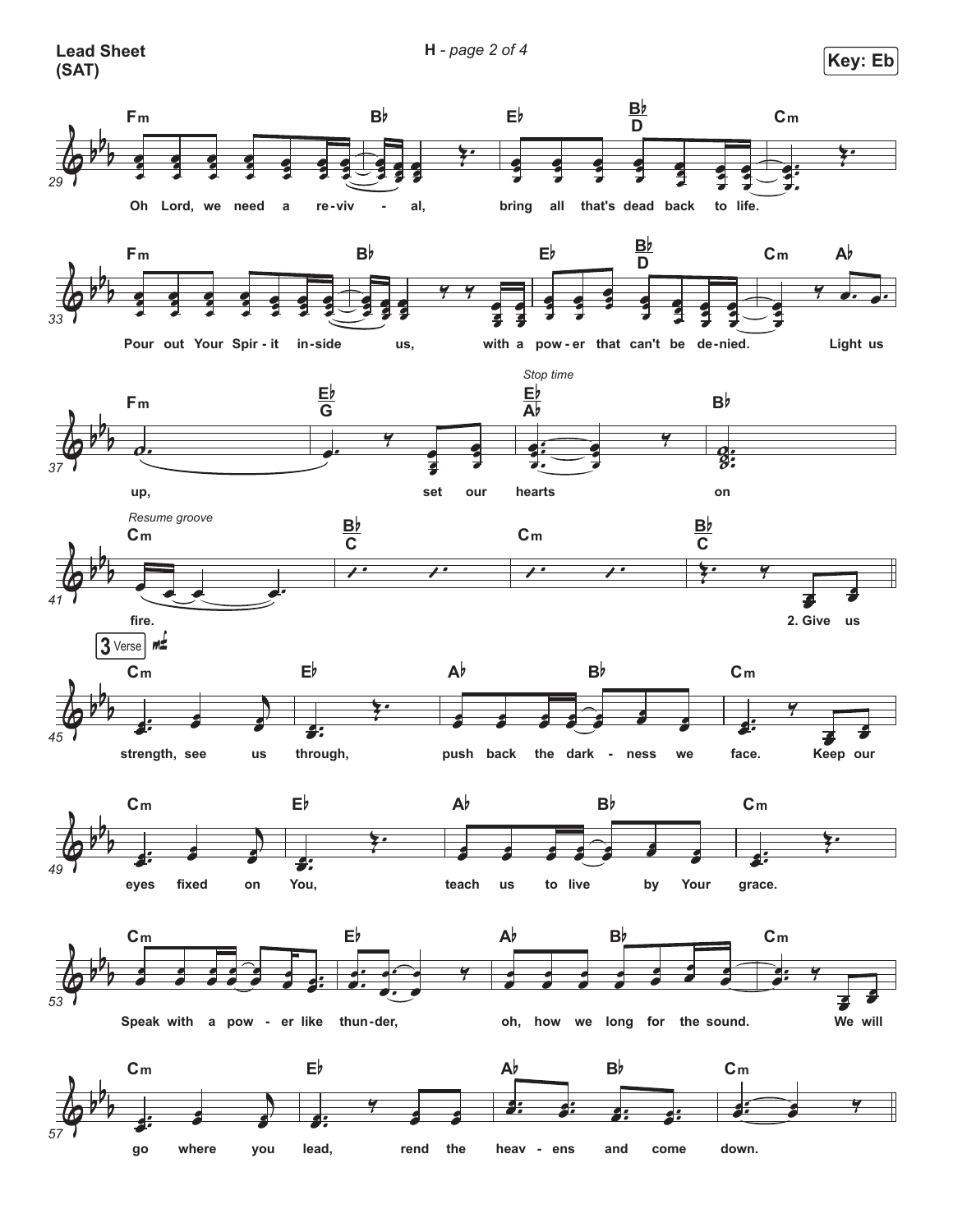**Lead Sheet (SAT)**

**Key: Eb**

Fm Bb Eb Bb/D Cm
Oh Lord, we need a re-viv - al, bring all that's dead back to life.

Fm Bb Eb Bb/D Cm Ab
Pour out Your Spir - it in-side us, with a pow - er that can't be de-nied. Light us

Fm Eb/G Eb/Ab Bb
up, set our hearts on

*Stop time*

*Resume groove*

Cm Bb/C Cm Bb/C
fire. 2. Give us

**3 Verse** *mf*

Cm Eb Ab Bb Cm
strength, see us through, push back the dark - ness we face. Keep our

Cm Eb Ab Bb Cm
eyes fixed on You, teach us to live by Your grace.

Cm Eb Ab Bb Cm
Speak with a pow - er like thun-der, oh, how we long for the sound. We will

Cm Eb Ab Bb Cm
go where you lead, rend the heav - ens and come down.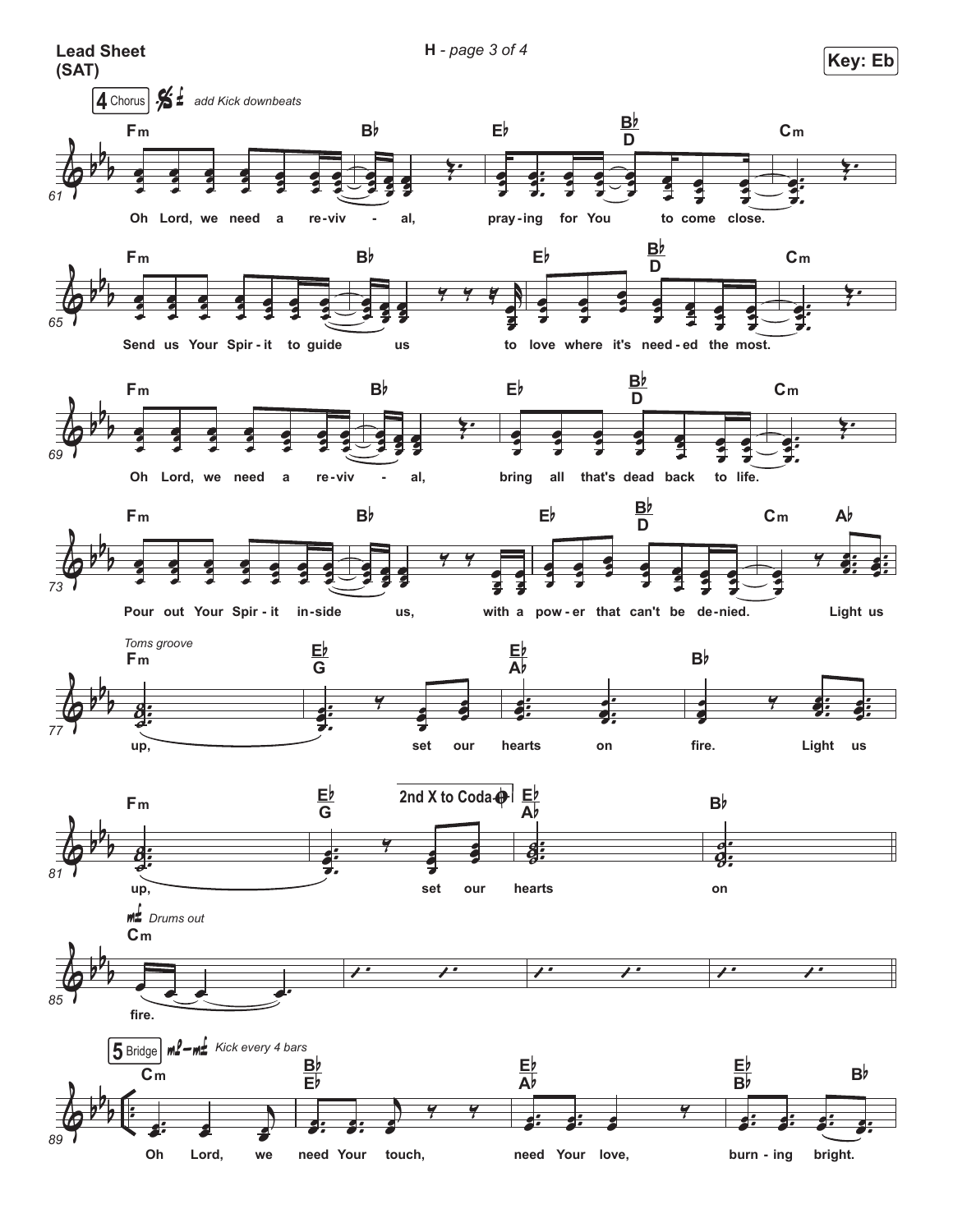**Lead Sheet (SAT)**

**Key: Eb**

**4 Chorus** — *mf* *add Kick downbeats*

Fm | Bb | Eb | Bb/D | Cm

Oh Lord, we need a re-viv - al, pray-ing for You to come close.

Fm | Bb | Eb | Bb/D | Cm

Send us Your Spir-it to guide us to love where it's need-ed the most.

Fm | Bb | Eb | Bb/D | Cm

Oh Lord, we need a re-viv - al, bring all that's dead back to life.

Fm | Bb | Eb | Bb/D | Cm | Ab

Pour out Your Spir-it in-side us, with a pow-er that can't be de-nied. Light us

*Toms groove*

Fm | Eb/G | Eb/Ab | Bb

up, set our hearts on fire. Light us

Fm | Eb/G | **2nd X to Coda** | Eb/Ab | Bb

up, set our hearts on

*mf* *Drums out*

Cm

fire.

**5 Bridge** — *mp–mf* *Kick every 4 bars*

Cm | Bb/Eb | Eb/Ab | Eb/Bb | Bb

Oh Lord, we need Your touch, need Your love, burn-ing bright.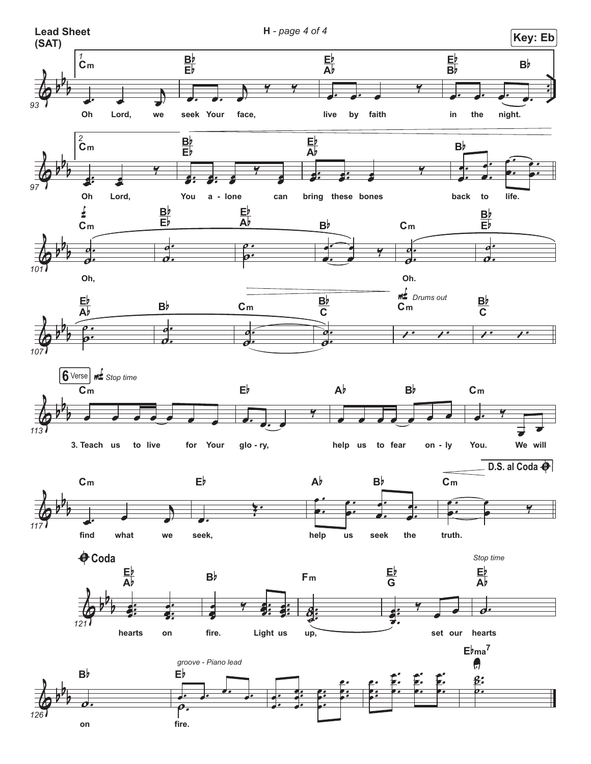**Lead Sheet (SAT)**

**Key: Eb**

1 Cm — Bb/Eb — Eb/Ab — Eb/Bb — Bb

Oh Lord, we seek Your face, live by faith in the night.

2 Cm — Bb/Eb — Eb/Ab — Bb

Oh Lord, You a - lone can bring these bones back to life.

Cm — Bb/Eb — Eb/Ab — Bb — Cm — Bb/Eb

Oh, Oh.

Eb/Ab — Bb — Cm — Bb/C — Cm *Drums out* — Bb/C

**6** Verse *Stop time*

Cm — Eb — Ab — Bb — Cm

3. Teach us to live for Your glo - ry, help us to fear on - ly You. We will

Cm — Eb — Ab — Bb — Cm

find what we seek, help us seek the truth.

**D.S. al Coda**

**Coda**

Eb/Ab — Bb — Fm — Eb/G — Eb/Ab *Stop time*

hearts on fire. Light us up, set our hearts

Bb — Eb *groove - Piano lead* — Ebma7

on fire.